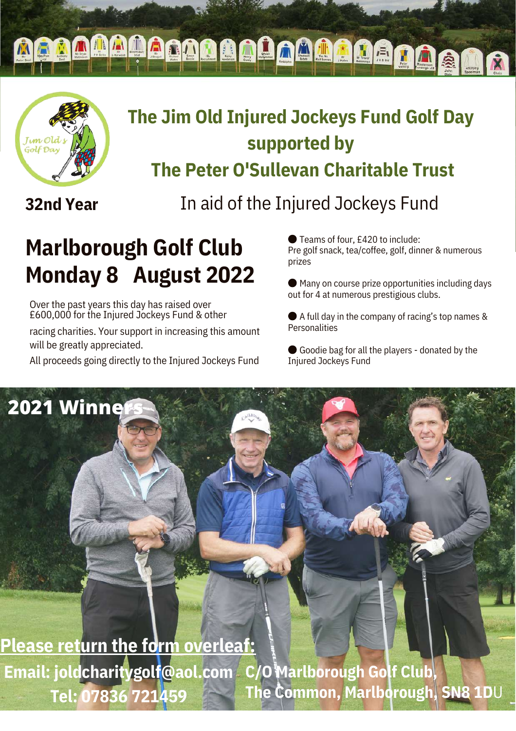# The Jim Old Injured Jockeys Fund Golf Day supported by The Peter O'Sullevan Charitable Trust

**32nd Year**

In aid of the Injured Jockeys Fund

## Marlborough Golf Club
## Monday 8 August 2022

Over the past years this day has raised over £600,000 for the Injured Jockeys Fund & other racing charities. Your support in increasing this amount will be greatly appreciated.

All proceeds going directly to the Injured Jockeys Fund

- Teams of four, £420 to include: Pre golf snack, tea/coffee, golf, dinner & numerous prizes
- Many on course prize opportunities including days out for 4 at numerous prestigious clubs.
- A full day in the company of racing's top names & Personalities
- Goodie bag for all the players - donated by the Injured Jockeys Fund

**2021 Winners**

**Please return the form overleaf:**

**Email: joldcharitygolf@aol.com**
**Tel: 07836 721459**

**C/O Marlborough Golf Club, The Common, Marlborough, SN8 1DU**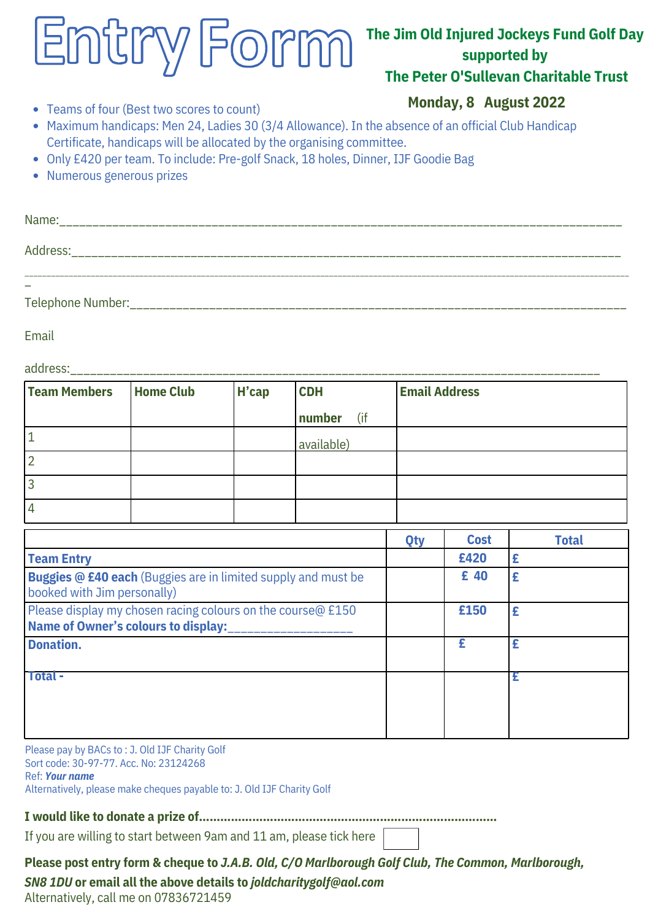# Entry Form

**The Jim Old Injured Jockeys Fund Golf Day supported by The Peter O'Sullevan Charitable Trust**

**Monday, 8 August 2022**

- Teams of four (Best two scores to count)
- Maximum handicaps: Men 24, Ladies 30 (3/4 Allowance). In the absence of an official Club Handicap Certificate, handicaps will be allocated by the organising committee.
- Only £420 per team. To include: Pre-golf Snack, 18 holes, Dinner, IJF Goodie Bag
- Numerous generous prizes

Name:_______________________________________________________________________________

Address:_____________________________________________________________________________

_____________________________________________________________________________________

Telephone Number:_____________________________________________________________________

Email address:_________________________________________________________________________

| Team Members | Home Club | H'cap | CDH number (if available) | Email Address |
|---|---|---|---|---|
| 1 | | | | |
| 2 | | | | |
| 3 | | | | |
| 4 | | | | |

| | Qty | Cost | Total |
|---|---|---|---|
| **Team Entry** | | **£420** | **£** |
| **Buggies @ £40 each** (Buggies are in limited supply and must be booked with Jim personally) | | **£ 40** | **£** |
| Please display my chosen racing colours on the course@ £150 **Name of Owner's colours to display:_________________** | | **£150** | **£** |
| **Donation.** | | **£** | **£** |
| **Total -** | | | **£** |

Please pay by BACs to : J. Old IJF Charity Golf
Sort code: 30-97-77. Acc. No: 23124268
Ref: ***Your name***
Alternatively, please make cheques payable to: J. Old IJF Charity Golf

**I would like to donate a prize of.................................................................................**

If you are willing to start between 9am and 11 am, please tick here ☐

**Please post entry form & cheque to *J.A.B. Old, C/O Marlborough Golf Club, The Common, Marlborough, SN8 1DU* or email all the above details to *joldcharitygolf@aol.com***

Alternatively, call me on 07836721459